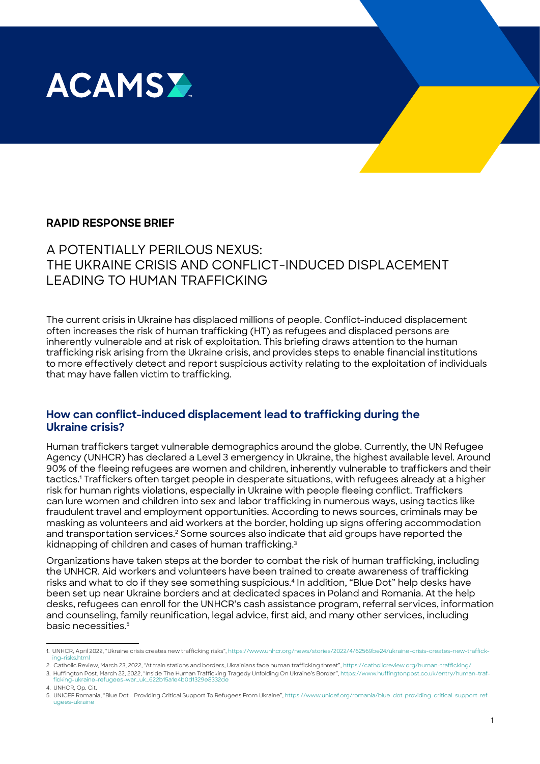ACAMS

**RAPID RESPONSE BRIEF**

# A POTENTIALLY PERILOUS NEXUS: THE UKRAINE CRISIS AND CONFLICT-INDUCED DISPLACEMENT LEADING TO HUMAN TRAFFICKING

The current crisis in Ukraine has displaced millions of people. Conflict-induced displacement often increases the risk of human trafficking (HT) as refugees and displaced persons are inherently vulnerable and at risk of exploitation. This briefing draws attention to the human trafficking risk arising from the Ukraine crisis, and provides steps to enable financial institutions to more effectively detect and report suspicious activity relating to the exploitation of individuals that may have fallen victim to trafficking.

## How can conflict-induced displacement lead to trafficking during the Ukraine crisis?

Human traffickers target vulnerable demographics around the globe. Currently, the UN Refugee Agency (UNHCR) has declared a Level 3 emergency in Ukraine, the highest available level. Around 90% of the fleeing refugees are women and children, inherently vulnerable to traffickers and their tactics.[1] Traffickers often target people in desperate situations, with refugees already at a higher risk for human rights violations, especially in Ukraine with people fleeing conflict. Traffickers can lure women and children into sex and labor trafficking in numerous ways, using tactics like fraudulent travel and employment opportunities. According to news sources, criminals may be masking as volunteers and aid workers at the border, holding up signs offering accommodation and transportation services.[2] Some sources also indicate that aid groups have reported the kidnapping of children and cases of human trafficking.[3]

Organizations have taken steps at the border to combat the risk of human trafficking, including the UNHCR. Aid workers and volunteers have been trained to create awareness of trafficking risks and what to do if they see something suspicious.[4] In addition, "Blue Dot" help desks have been set up near Ukraine borders and at dedicated spaces in Poland and Romania. At the help desks, refugees can enroll for the UNHCR's cash assistance program, referral services, information and counseling, family reunification, legal advice, first aid, and many other services, including basic necessities.[5]

---

1. UNHCR, April 2022, "Ukraine crisis creates new trafficking risks", https://www.unhcr.org/news/stories/2022/4/62569be24/ukraine-crisis-creates-new-trafficking-risks.html
2. Catholic Review, March 23, 2022, "At train stations and borders, Ukrainians face human trafficking threat", https://catholicreview.org/human-trafficking/
3. Huffington Post, March 22, 2022, "Inside The Human Trafficking Tragedy Unfolding On Ukraine's Border", https://www.huffingtonpost.co.uk/entry/human-trafficking-ukraine-refugees-war_uk_622b15a1e4b0d1329e8332de
4. UNHCR, Op. Cit.
5. UNICEF Romania, "Blue Dot - Providing Critical Support To Refugees From Ukraine", https://www.unicef.org/romania/blue-dot-providing-critical-support-refugees-ukraine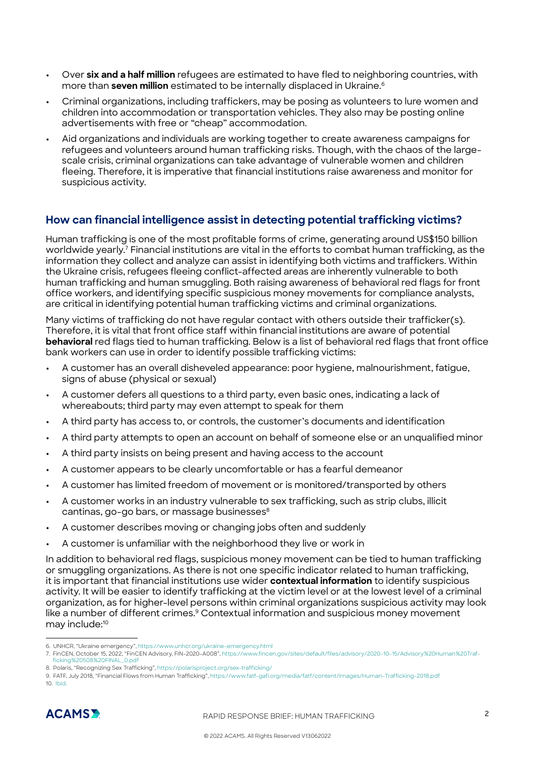- Over **six and a half million** refugees are estimated to have fled to neighboring countries, with more than **seven million** estimated to be internally displaced in Ukraine.[6]
- Criminal organizations, including traffickers, may be posing as volunteers to lure women and children into accommodation or transportation vehicles. They also may be posting online advertisements with free or "cheap" accommodation.
- Aid organizations and individuals are working together to create awareness campaigns for refugees and volunteers around human trafficking risks. Though, with the chaos of the large-scale crisis, criminal organizations can take advantage of vulnerable women and children fleeing. Therefore, it is imperative that financial institutions raise awareness and monitor for suspicious activity.

## How can financial intelligence assist in detecting potential trafficking victims?

Human trafficking is one of the most profitable forms of crime, generating around US$150 billion worldwide yearly.[7] Financial institutions are vital in the efforts to combat human trafficking, as the information they collect and analyze can assist in identifying both victims and traffickers. Within the Ukraine crisis, refugees fleeing conflict-affected areas are inherently vulnerable to both human trafficking and human smuggling. Both raising awareness of behavioral red flags for front office workers, and identifying specific suspicious money movements for compliance analysts, are critical in identifying potential human trafficking victims and criminal organizations.

Many victims of trafficking do not have regular contact with others outside their trafficker(s). Therefore, it is vital that front office staff within financial institutions are aware of potential **behavioral** red flags tied to human trafficking. Below is a list of behavioral red flags that front office bank workers can use in order to identify possible trafficking victims:

- A customer has an overall disheveled appearance: poor hygiene, malnourishment, fatigue, signs of abuse (physical or sexual)
- A customer defers all questions to a third party, even basic ones, indicating a lack of whereabouts; third party may even attempt to speak for them
- A third party has access to, or controls, the customer's documents and identification
- A third party attempts to open an account on behalf of someone else or an unqualified minor
- A third party insists on being present and having access to the account
- A customer appears to be clearly uncomfortable or has a fearful demeanor
- A customer has limited freedom of movement or is monitored/transported by others
- A customer works in an industry vulnerable to sex trafficking, such as strip clubs, illicit cantinas, go-go bars, or massage businesses[8]
- A customer describes moving or changing jobs often and suddenly
- A customer is unfamiliar with the neighborhood they live or work in

In addition to behavioral red flags, suspicious money movement can be tied to human trafficking or smuggling organizations. As there is not one specific indicator related to human trafficking, it is important that financial institutions use wider **contextual information** to identify suspicious activity. It will be easier to identify trafficking at the victim level or at the lowest level of a criminal organization, as for higher-level persons within criminal organizations suspicious activity may look like a number of different crimes.[9] Contextual information and suspicious money movement may include:[10]

---

6. UNHCR, "Ukraine emergency", https://www.unhcr.org/ukraine-emergency.html
7. FinCEN, October 15, 2022, "FinCEN Advisory, FIN-2020-A008", https://www.fincen.gov/sites/default/files/advisory/2020-10-15/Advisory%20Human%20Trafficking%20508%20FINAL_0.pdf
8. Polaris, "Recognizing Sex Trafficking", https://polarisproject.org/sex-trafficking/
9. FATF, July 2018, "Financial Flows from Human Trafficking", https://www.fatf-gafi.org/media/fatf/content/images/Human-Trafficking-2018.pdf
10. Ibid.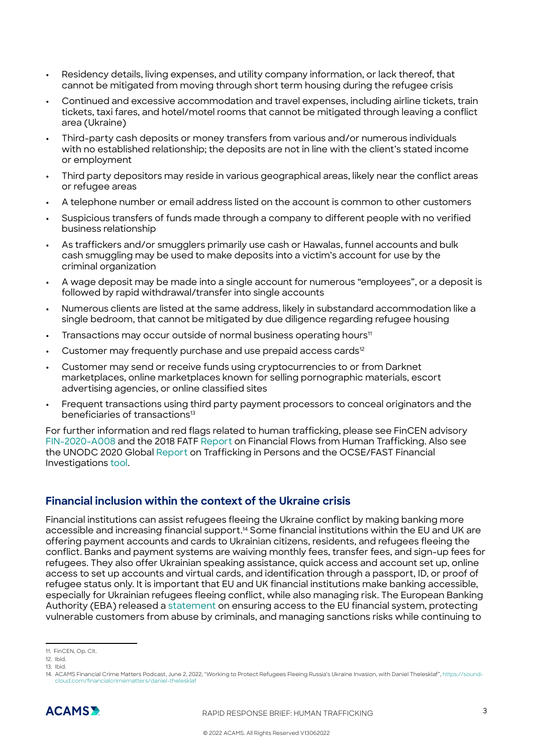- Residency details, living expenses, and utility company information, or lack thereof, that cannot be mitigated from moving through short term housing during the refugee crisis
- Continued and excessive accommodation and travel expenses, including airline tickets, train tickets, taxi fares, and hotel/motel rooms that cannot be mitigated through leaving a conflict area (Ukraine)
- Third-party cash deposits or money transfers from various and/or numerous individuals with no established relationship; the deposits are not in line with the client's stated income or employment
- Third party depositors may reside in various geographical areas, likely near the conflict areas or refugee areas
- A telephone number or email address listed on the account is common to other customers
- Suspicious transfers of funds made through a company to different people with no verified business relationship
- As traffickers and/or smugglers primarily use cash or Hawalas, funnel accounts and bulk cash smuggling may be used to make deposits into a victim's account for use by the criminal organization
- A wage deposit may be made into a single account for numerous "employees", or a deposit is followed by rapid withdrawal/transfer into single accounts
- Numerous clients are listed at the same address, likely in substandard accommodation like a single bedroom, that cannot be mitigated by due diligence regarding refugee housing
- Transactions may occur outside of normal business operating hours[11]
- Customer may frequently purchase and use prepaid access cards[12]
- Customer may send or receive funds using cryptocurrencies to or from Darknet marketplaces, online marketplaces known for selling pornographic materials, escort advertising agencies, or online classified sites
- Frequent transactions using third party payment processors to conceal originators and the beneficiaries of transactions[13]

For further information and red flags related to human trafficking, please see FinCEN advisory FIN-2020-A008 and the 2018 FATF Report on Financial Flows from Human Trafficking. Also see the UNODC 2020 Global Report on Trafficking in Persons and the OCSE/FAST Financial Investigations tool.

## Financial inclusion within the context of the Ukraine crisis

Financial institutions can assist refugees fleeing the Ukraine conflict by making banking more accessible and increasing financial support.[14] Some financial institutions within the EU and UK are offering payment accounts and cards to Ukrainian citizens, residents, and refugees fleeing the conflict. Banks and payment systems are waiving monthly fees, transfer fees, and sign-up fees for refugees. They also offer Ukrainian speaking assistance, quick access and account set up, online access to set up accounts and virtual cards, and identification through a passport, ID, or proof of refugee status only. It is important that EU and UK financial institutions make banking accessible, especially for Ukrainian refugees fleeing conflict, while also managing risk. The European Banking Authority (EBA) released a statement on ensuring access to the EU financial system, protecting vulnerable customers from abuse by criminals, and managing sanctions risks while continuing to

---

11. FinCEN, Op. Cit.
12. Ibid.
13. Ibid.
14. ACAMS Financial Crime Matters Podcast, June 2, 2022, "Working to Protect Refugees Fleeing Russia's Ukraine Invasion, with Daniel Thelesklaf", https://soundcloud.com/financialcrimematters/daniel-thelesklaf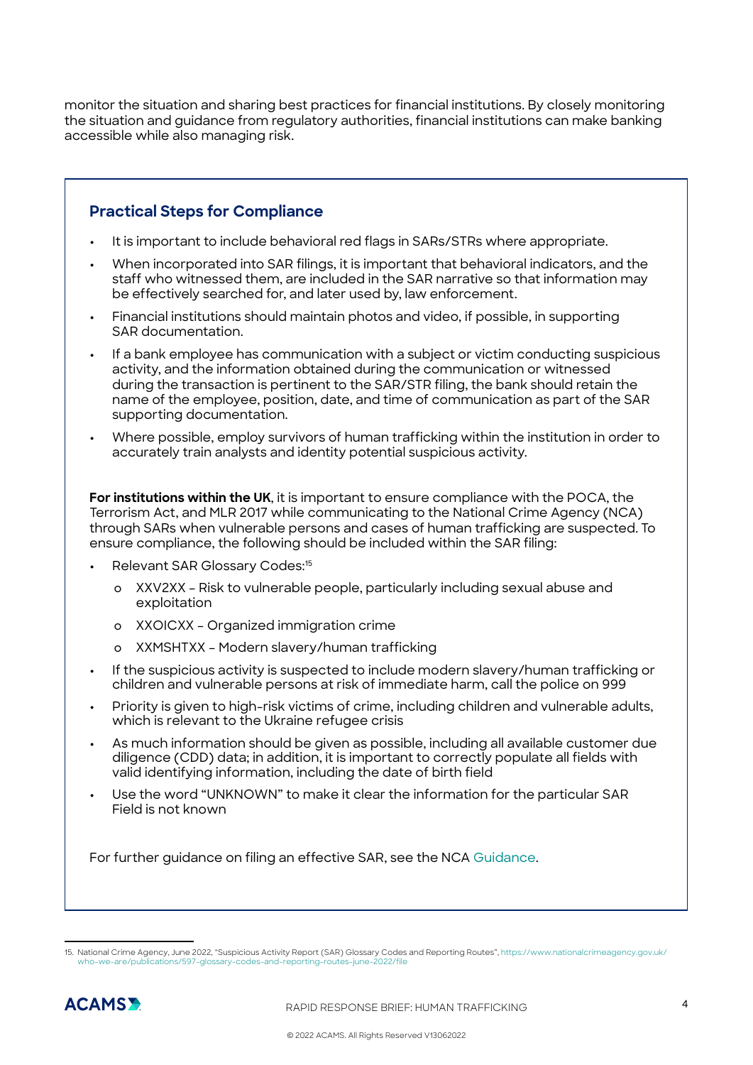monitor the situation and sharing best practices for financial institutions. By closely monitoring the situation and guidance from regulatory authorities, financial institutions can make banking accessible while also managing risk.

## Practical Steps for Compliance

- It is important to include behavioral red flags in SARs/STRs where appropriate.
- When incorporated into SAR filings, it is important that behavioral indicators, and the staff who witnessed them, are included in the SAR narrative so that information may be effectively searched for, and later used by, law enforcement.
- Financial institutions should maintain photos and video, if possible, in supporting SAR documentation.
- If a bank employee has communication with a subject or victim conducting suspicious activity, and the information obtained during the communication or witnessed during the transaction is pertinent to the SAR/STR filing, the bank should retain the name of the employee, position, date, and time of communication as part of the SAR supporting documentation.
- Where possible, employ survivors of human trafficking within the institution in order to accurately train analysts and identity potential suspicious activity.

**For institutions within the UK**, it is important to ensure compliance with the POCA, the Terrorism Act, and MLR 2017 while communicating to the National Crime Agency (NCA) through SARs when vulnerable persons and cases of human trafficking are suspected. To ensure compliance, the following should be included within the SAR filing:

- Relevant SAR Glossary Codes:[15]
    - XXV2XX – Risk to vulnerable people, particularly including sexual abuse and exploitation
    - XXOICXX – Organized immigration crime
    - XXMSHTXX – Modern slavery/human trafficking
- If the suspicious activity is suspected to include modern slavery/human trafficking or children and vulnerable persons at risk of immediate harm, call the police on 999
- Priority is given to high-risk victims of crime, including children and vulnerable adults, which is relevant to the Ukraine refugee crisis
- As much information should be given as possible, including all available customer due diligence (CDD) data; in addition, it is important to correctly populate all fields with valid identifying information, including the date of birth field
- Use the word "UNKNOWN" to make it clear the information for the particular SAR Field is not known

For further guidance on filing an effective SAR, see the NCA Guidance.

15. National Crime Agency, June 2022, "Suspicious Activity Report (SAR) Glossary Codes and Reporting Routes", https://www.nationalcrimeagency.gov.uk/who-we-are/publications/597-glossary-codes-and-reporting-routes-june-2022/file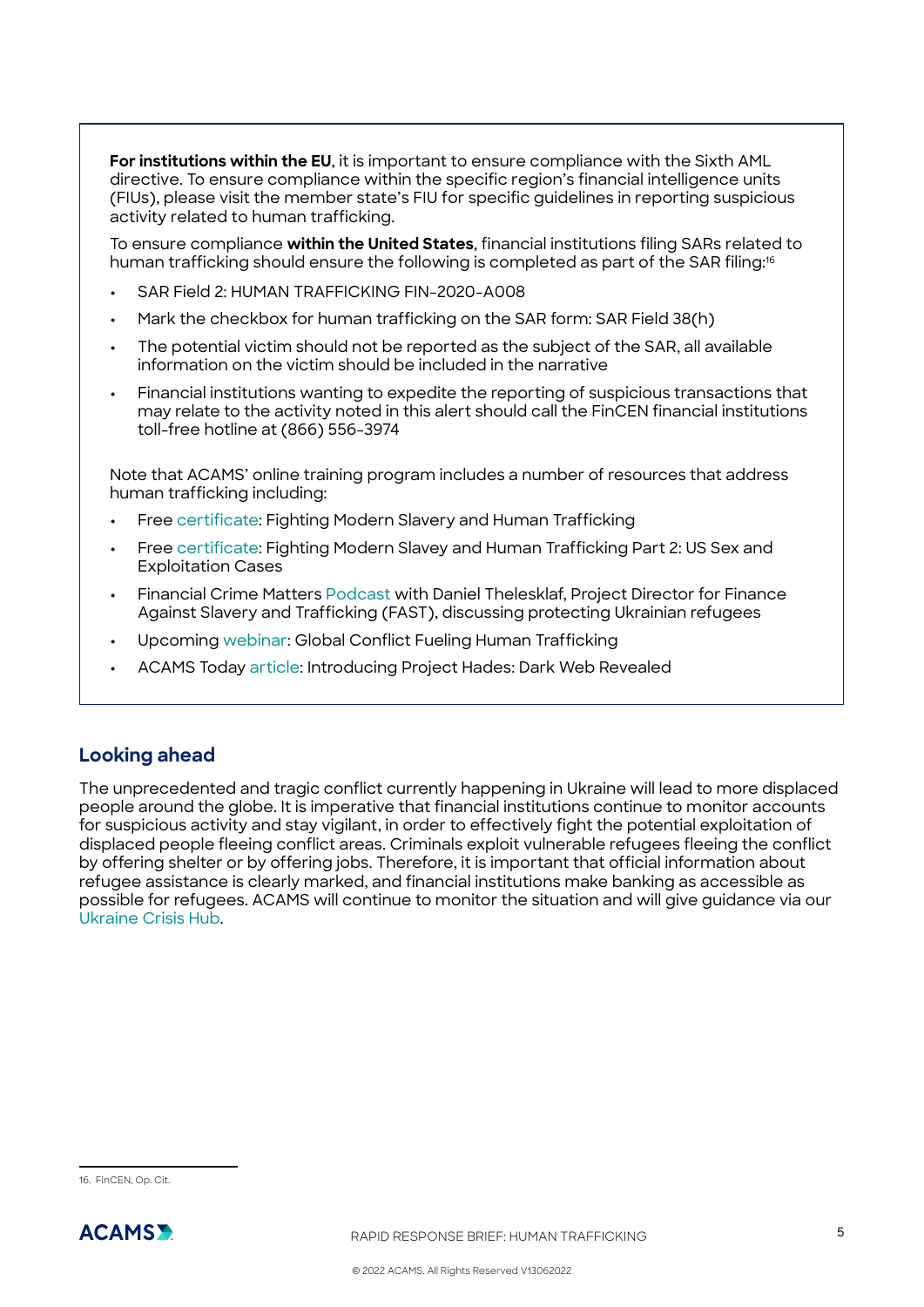**For institutions within the EU**, it is important to ensure compliance with the Sixth AML directive. To ensure compliance within the specific region's financial intelligence units (FIUs), please visit the member state's FIU for specific guidelines in reporting suspicious activity related to human trafficking.

To ensure compliance **within the United States**, financial institutions filing SARs related to human trafficking should ensure the following is completed as part of the SAR filing:[16]

- SAR Field 2: HUMAN TRAFFICKING FIN-2020-A008
- Mark the checkbox for human trafficking on the SAR form: SAR Field 38(h)
- The potential victim should not be reported as the subject of the SAR, all available information on the victim should be included in the narrative
- Financial institutions wanting to expedite the reporting of suspicious transactions that may relate to the activity noted in this alert should call the FinCEN financial institutions toll-free hotline at (866) 556-3974

Note that ACAMS' online training program includes a number of resources that address human trafficking including:

- Free certificate: Fighting Modern Slavery and Human Trafficking
- Free certificate: Fighting Modern Slavey and Human Trafficking Part 2: US Sex and Exploitation Cases
- Financial Crime Matters Podcast with Daniel Thelesklaf, Project Director for Finance Against Slavery and Trafficking (FAST), discussing protecting Ukrainian refugees
- Upcoming webinar: Global Conflict Fueling Human Trafficking
- ACAMS Today article: Introducing Project Hades: Dark Web Revealed

## Looking ahead

The unprecedented and tragic conflict currently happening in Ukraine will lead to more displaced people around the globe. It is imperative that financial institutions continue to monitor accounts for suspicious activity and stay vigilant, in order to effectively fight the potential exploitation of displaced people fleeing conflict areas. Criminals exploit vulnerable refugees fleeing the conflict by offering shelter or by offering jobs. Therefore, it is important that official information about refugee assistance is clearly marked, and financial institutions make banking as accessible as possible for refugees. ACAMS will continue to monitor the situation and will give guidance via our Ukraine Crisis Hub.

16. FinCEN, Op. Cit.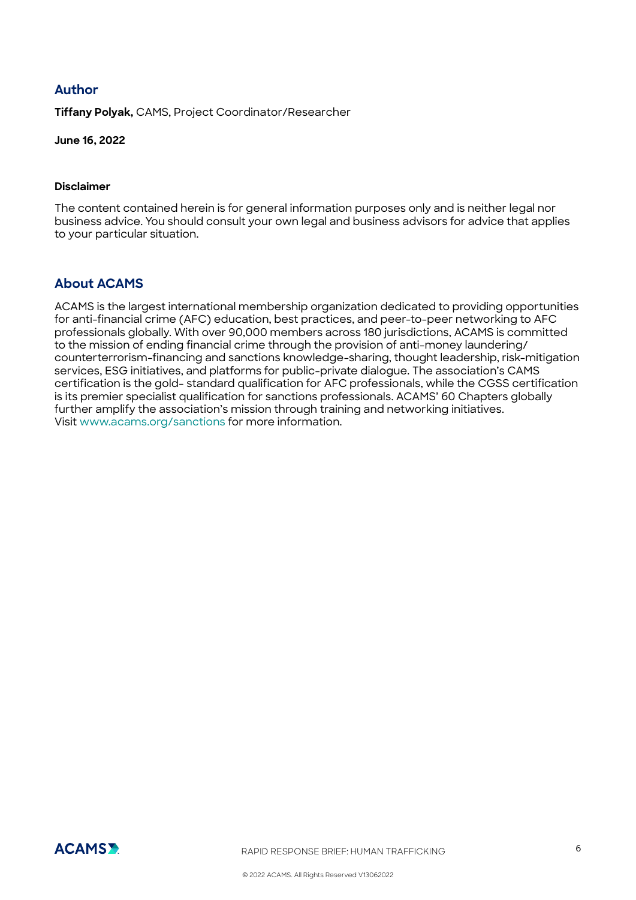## Author

**Tiffany Polyak,** CAMS, Project Coordinator/Researcher

**June 16, 2022**

**Disclaimer**

The content contained herein is for general information purposes only and is neither legal nor business advice. You should consult your own legal and business advisors for advice that applies to your particular situation.

## About ACAMS

ACAMS is the largest international membership organization dedicated to providing opportunities for anti-financial crime (AFC) education, best practices, and peer-to-peer networking to AFC professionals globally. With over 90,000 members across 180 jurisdictions, ACAMS is committed to the mission of ending financial crime through the provision of anti-money laundering/counterterrorism-financing and sanctions knowledge-sharing, thought leadership, risk-mitigation services, ESG initiatives, and platforms for public-private dialogue. The association's CAMS certification is the gold- standard qualification for AFC professionals, while the CGSS certification is its premier specialist qualification for sanctions professionals. ACAMS' 60 Chapters globally further amplify the association's mission through training and networking initiatives. Visit www.acams.org/sanctions for more information.